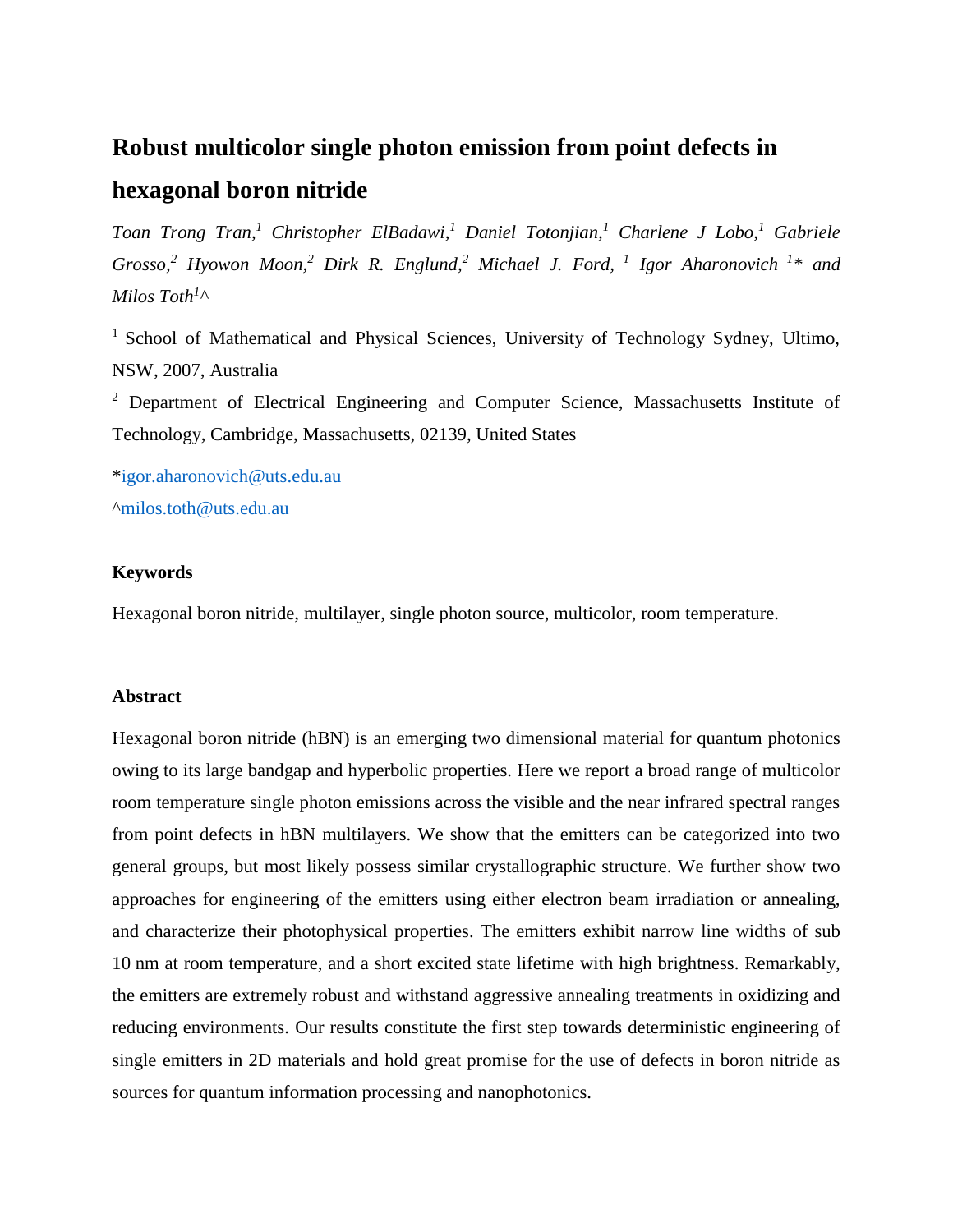# Robust multicolor single photon emission from point defects in hexagonal boron nitride

*Toan Trong Tran,[1] Christopher ElBadawi,[1] Daniel Totonjian,[1] Charlene J Lobo,[1] Gabriele Grosso,[2] Hyowon Moon,[2] Dirk R. Englund,[2] Michael J. Ford, [1] Igor Aharonovich [1]* and Milos Toth[1]^*

[1] School of Mathematical and Physical Sciences, University of Technology Sydney, Ultimo, NSW, 2007, Australia

[2] Department of Electrical Engineering and Computer Science, Massachusetts Institute of Technology, Cambridge, Massachusetts, 02139, United States

*igor.aharonovich@uts.edu.au

^milos.toth@uts.edu.au

### Keywords

Hexagonal boron nitride, multilayer, single photon source, multicolor, room temperature.

### Abstract

Hexagonal boron nitride (hBN) is an emerging two dimensional material for quantum photonics owing to its large bandgap and hyperbolic properties. Here we report a broad range of multicolor room temperature single photon emissions across the visible and the near infrared spectral ranges from point defects in hBN multilayers. We show that the emitters can be categorized into two general groups, but most likely possess similar crystallographic structure. We further show two approaches for engineering of the emitters using either electron beam irradiation or annealing, and characterize their photophysical properties. The emitters exhibit narrow line widths of sub 10 nm at room temperature, and a short excited state lifetime with high brightness. Remarkably, the emitters are extremely robust and withstand aggressive annealing treatments in oxidizing and reducing environments. Our results constitute the first step towards deterministic engineering of single emitters in 2D materials and hold great promise for the use of defects in boron nitride as sources for quantum information processing and nanophotonics.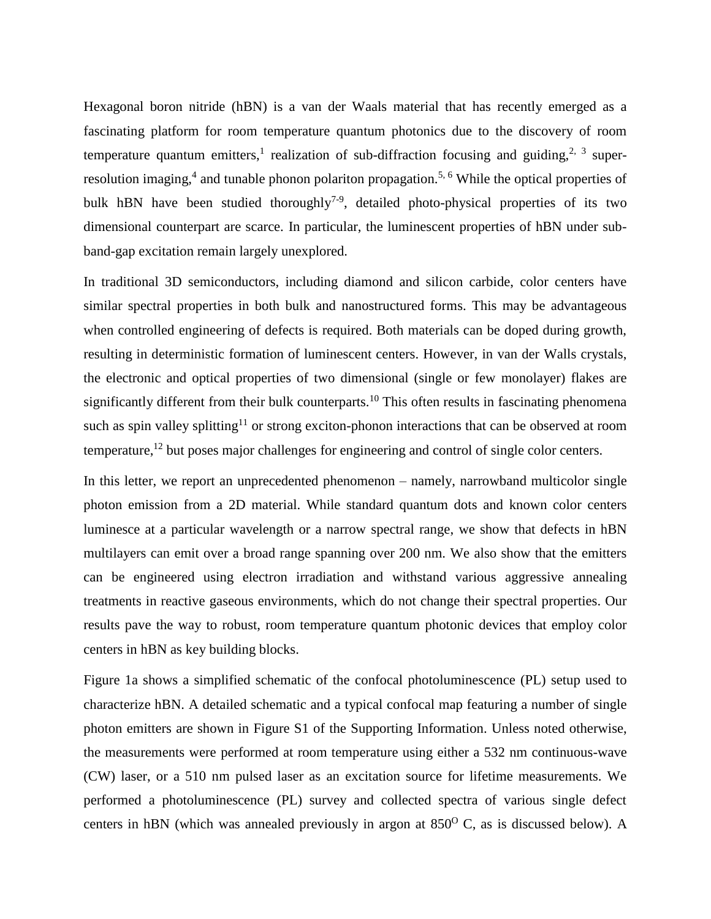Hexagonal boron nitride (hBN) is a van der Waals material that has recently emerged as a fascinating platform for room temperature quantum photonics due to the discovery of room temperature quantum emitters,[1] realization of sub-diffraction focusing and guiding,[2, 3] super-resolution imaging,[4] and tunable phonon polariton propagation.[5, 6] While the optical properties of bulk hBN have been studied thoroughly[7-9], detailed photo-physical properties of its two dimensional counterpart are scarce. In particular, the luminescent properties of hBN under sub-band-gap excitation remain largely unexplored.

In traditional 3D semiconductors, including diamond and silicon carbide, color centers have similar spectral properties in both bulk and nanostructured forms. This may be advantageous when controlled engineering of defects is required. Both materials can be doped during growth, resulting in deterministic formation of luminescent centers. However, in van der Walls crystals, the electronic and optical properties of two dimensional (single or few monolayer) flakes are significantly different from their bulk counterparts.[10] This often results in fascinating phenomena such as spin valley splitting[11] or strong exciton-phonon interactions that can be observed at room temperature,[12] but poses major challenges for engineering and control of single color centers.

In this letter, we report an unprecedented phenomenon – namely, narrowband multicolor single photon emission from a 2D material. While standard quantum dots and known color centers luminesce at a particular wavelength or a narrow spectral range, we show that defects in hBN multilayers can emit over a broad range spanning over 200 nm. We also show that the emitters can be engineered using electron irradiation and withstand various aggressive annealing treatments in reactive gaseous environments, which do not change their spectral properties. Our results pave the way to robust, room temperature quantum photonic devices that employ color centers in hBN as key building blocks.

Figure 1a shows a simplified schematic of the confocal photoluminescence (PL) setup used to characterize hBN. A detailed schematic and a typical confocal map featuring a number of single photon emitters are shown in Figure S1 of the Supporting Information. Unless noted otherwise, the measurements were performed at room temperature using either a 532 nm continuous-wave (CW) laser, or a 510 nm pulsed laser as an excitation source for lifetime measurements. We performed a photoluminescence (PL) survey and collected spectra of various single defect centers in hBN (which was annealed previously in argon at $850^{O}$ C, as is discussed below). A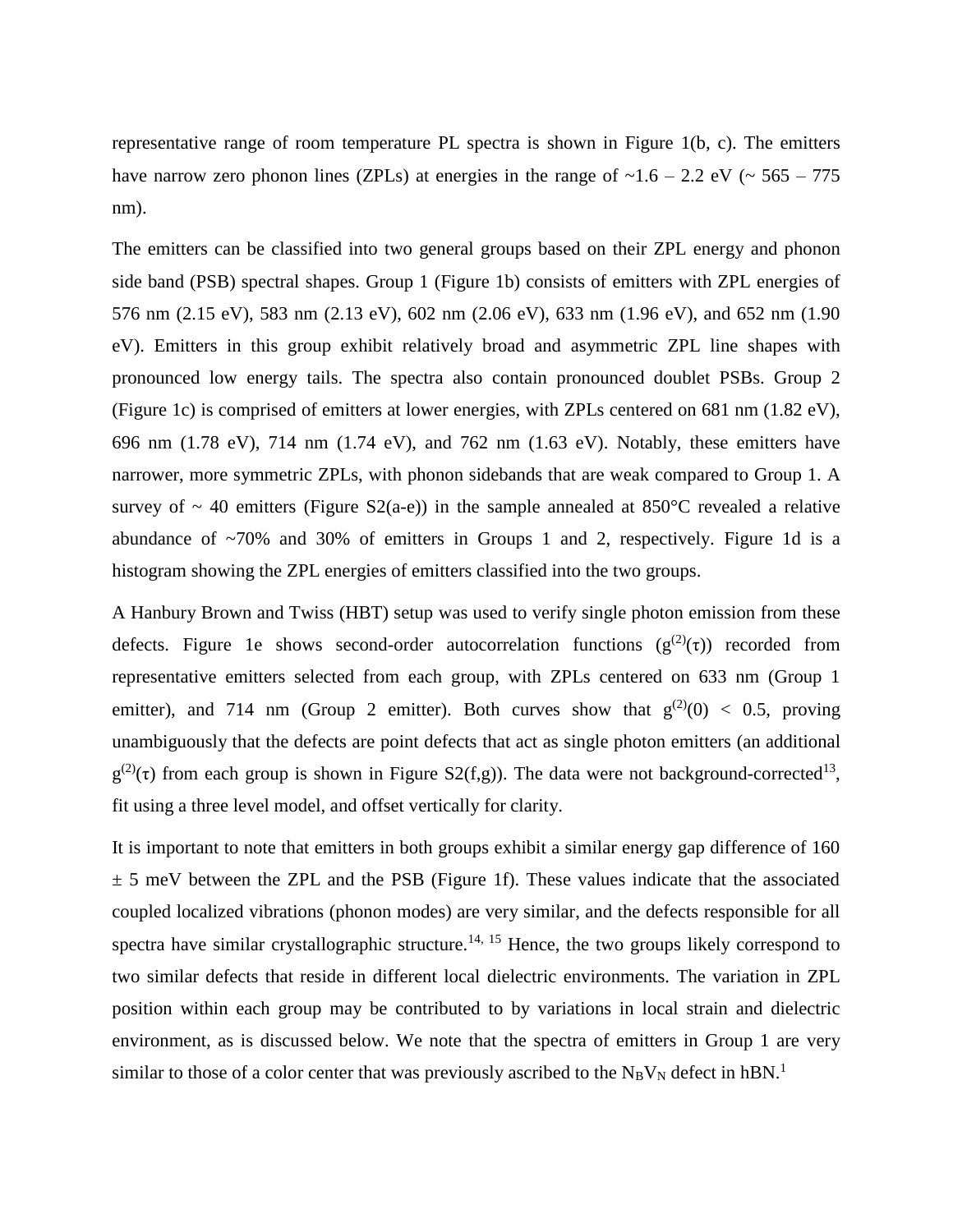representative range of room temperature PL spectra is shown in Figure 1(b, c). The emitters have narrow zero phonon lines (ZPLs) at energies in the range of ~1.6 – 2.2 eV (~ 565 – 775 nm).

The emitters can be classified into two general groups based on their ZPL energy and phonon side band (PSB) spectral shapes. Group 1 (Figure 1b) consists of emitters with ZPL energies of 576 nm (2.15 eV), 583 nm (2.13 eV), 602 nm (2.06 eV), 633 nm (1.96 eV), and 652 nm (1.90 eV). Emitters in this group exhibit relatively broad and asymmetric ZPL line shapes with pronounced low energy tails. The spectra also contain pronounced doublet PSBs. Group 2 (Figure 1c) is comprised of emitters at lower energies, with ZPLs centered on 681 nm (1.82 eV), 696 nm (1.78 eV), 714 nm (1.74 eV), and 762 nm (1.63 eV). Notably, these emitters have narrower, more symmetric ZPLs, with phonon sidebands that are weak compared to Group 1. A survey of ~ 40 emitters (Figure S2(a-e)) in the sample annealed at 850°C revealed a relative abundance of ~70% and 30% of emitters in Groups 1 and 2, respectively. Figure 1d is a histogram showing the ZPL energies of emitters classified into the two groups.

A Hanbury Brown and Twiss (HBT) setup was used to verify single photon emission from these defects. Figure 1e shows second-order autocorrelation functions ($g^{(2)}(\tau)$) recorded from representative emitters selected from each group, with ZPLs centered on 633 nm (Group 1 emitter), and 714 nm (Group 2 emitter). Both curves show that $g^{(2)}(0) < 0.5$, proving unambiguously that the defects are point defects that act as single photon emitters (an additional $g^{(2)}(\tau)$ from each group is shown in Figure S2(f,g)). The data were not background-corrected[13], fit using a three level model, and offset vertically for clarity.

It is important to note that emitters in both groups exhibit a similar energy gap difference of 160 ± 5 meV between the ZPL and the PSB (Figure 1f). These values indicate that the associated coupled localized vibrations (phonon modes) are very similar, and the defects responsible for all spectra have similar crystallographic structure.[14, 15] Hence, the two groups likely correspond to two similar defects that reside in different local dielectric environments. The variation in ZPL position within each group may be contributed to by variations in local strain and dielectric environment, as is discussed below. We note that the spectra of emitters in Group 1 are very similar to those of a color center that was previously ascribed to the $N_BV_N$ defect in hBN.[1]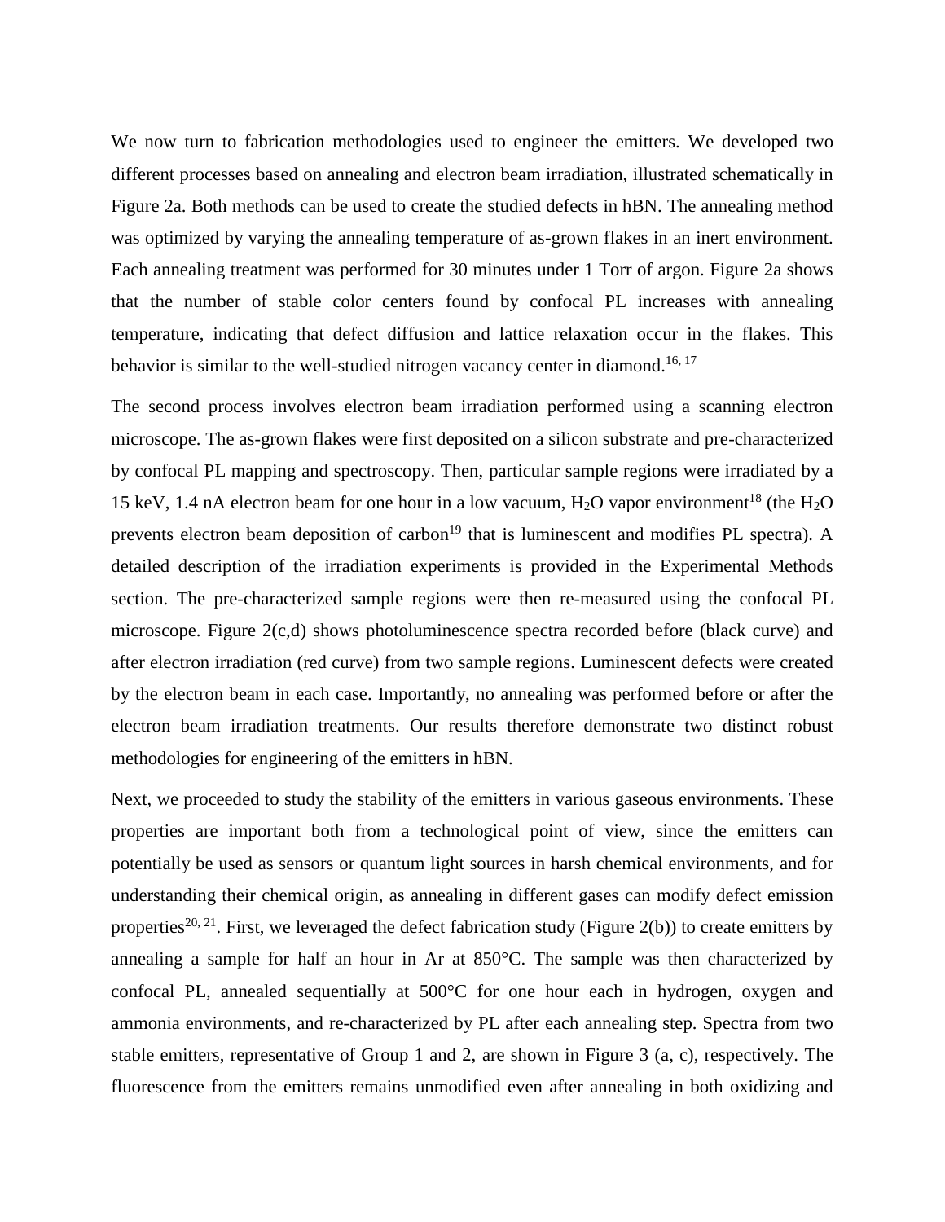We now turn to fabrication methodologies used to engineer the emitters. We developed two different processes based on annealing and electron beam irradiation, illustrated schematically in Figure 2a. Both methods can be used to create the studied defects in hBN. The annealing method was optimized by varying the annealing temperature of as-grown flakes in an inert environment. Each annealing treatment was performed for 30 minutes under 1 Torr of argon. Figure 2a shows that the number of stable color centers found by confocal PL increases with annealing temperature, indicating that defect diffusion and lattice relaxation occur in the flakes. This behavior is similar to the well-studied nitrogen vacancy center in diamond.[16, 17]

The second process involves electron beam irradiation performed using a scanning electron microscope. The as-grown flakes were first deposited on a silicon substrate and pre-characterized by confocal PL mapping and spectroscopy. Then, particular sample regions were irradiated by a 15 keV, 1.4 nA electron beam for one hour in a low vacuum, $H_2O$ vapor environment[18] (the $H_2O$ prevents electron beam deposition of carbon[19] that is luminescent and modifies PL spectra). A detailed description of the irradiation experiments is provided in the Experimental Methods section. The pre-characterized sample regions were then re-measured using the confocal PL microscope. Figure 2(c,d) shows photoluminescence spectra recorded before (black curve) and after electron irradiation (red curve) from two sample regions. Luminescent defects were created by the electron beam in each case. Importantly, no annealing was performed before or after the electron beam irradiation treatments. Our results therefore demonstrate two distinct robust methodologies for engineering of the emitters in hBN.

Next, we proceeded to study the stability of the emitters in various gaseous environments. These properties are important both from a technological point of view, since the emitters can potentially be used as sensors or quantum light sources in harsh chemical environments, and for understanding their chemical origin, as annealing in different gases can modify defect emission properties[20, 21]. First, we leveraged the defect fabrication study (Figure 2(b)) to create emitters by annealing a sample for half an hour in Ar at 850°C. The sample was then characterized by confocal PL, annealed sequentially at 500°C for one hour each in hydrogen, oxygen and ammonia environments, and re-characterized by PL after each annealing step. Spectra from two stable emitters, representative of Group 1 and 2, are shown in Figure 3 (a, c), respectively. The fluorescence from the emitters remains unmodified even after annealing in both oxidizing and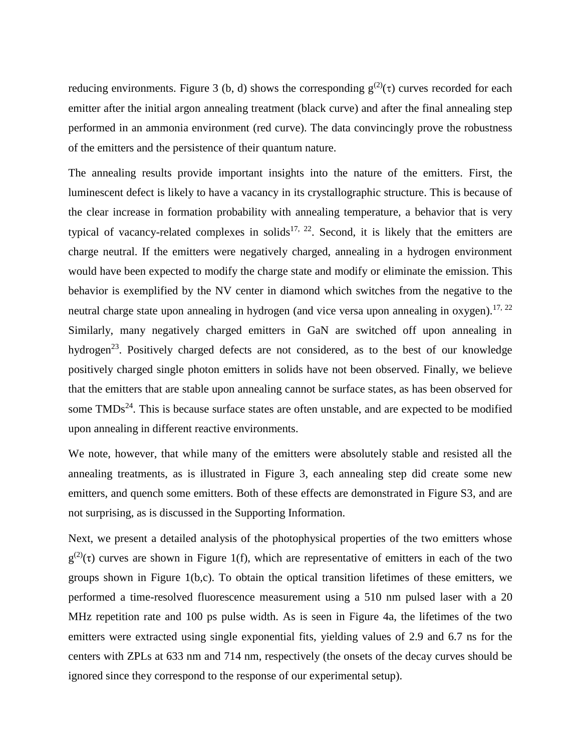reducing environments. Figure 3 (b, d) shows the corresponding $g^{(2)}(\tau)$ curves recorded for each emitter after the initial argon annealing treatment (black curve) and after the final annealing step performed in an ammonia environment (red curve). The data convincingly prove the robustness of the emitters and the persistence of their quantum nature.

The annealing results provide important insights into the nature of the emitters. First, the luminescent defect is likely to have a vacancy in its crystallographic structure. This is because of the clear increase in formation probability with annealing temperature, a behavior that is very typical of vacancy-related complexes in solids[17, 22]. Second, it is likely that the emitters are charge neutral. If the emitters were negatively charged, annealing in a hydrogen environment would have been expected to modify the charge state and modify or eliminate the emission. This behavior is exemplified by the NV center in diamond which switches from the negative to the neutral charge state upon annealing in hydrogen (and vice versa upon annealing in oxygen).[17, 22] Similarly, many negatively charged emitters in GaN are switched off upon annealing in hydrogen[23]. Positively charged defects are not considered, as to the best of our knowledge positively charged single photon emitters in solids have not been observed. Finally, we believe that the emitters that are stable upon annealing cannot be surface states, as has been observed for some TMDs[24]. This is because surface states are often unstable, and are expected to be modified upon annealing in different reactive environments.

We note, however, that while many of the emitters were absolutely stable and resisted all the annealing treatments, as is illustrated in Figure 3, each annealing step did create some new emitters, and quench some emitters. Both of these effects are demonstrated in Figure S3, and are not surprising, as is discussed in the Supporting Information.

Next, we present a detailed analysis of the photophysical properties of the two emitters whose $g^{(2)}(\tau)$ curves are shown in Figure 1(f), which are representative of emitters in each of the two groups shown in Figure 1(b,c). To obtain the optical transition lifetimes of these emitters, we performed a time-resolved fluorescence measurement using a 510 nm pulsed laser with a 20 MHz repetition rate and 100 ps pulse width. As is seen in Figure 4a, the lifetimes of the two emitters were extracted using single exponential fits, yielding values of 2.9 and 6.7 ns for the centers with ZPLs at 633 nm and 714 nm, respectively (the onsets of the decay curves should be ignored since they correspond to the response of our experimental setup).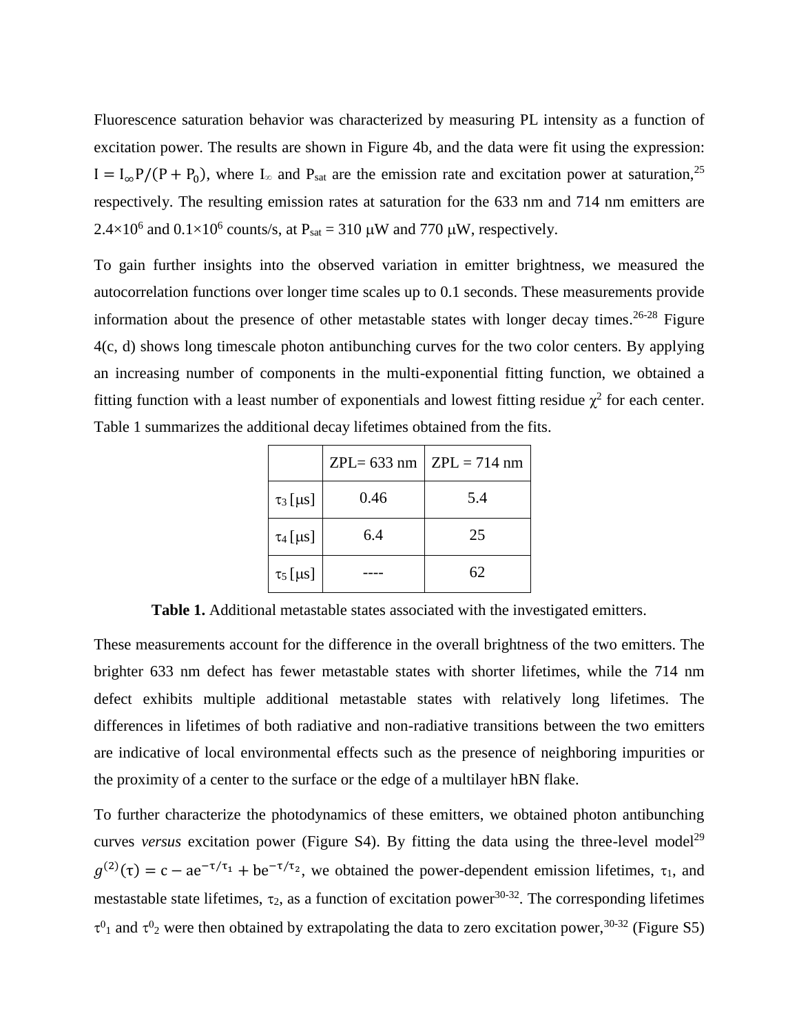Fluorescence saturation behavior was characterized by measuring PL intensity as a function of excitation power. The results are shown in Figure 4b, and the data were fit using the expression: $I = I_{\infty}P/(P + P_0)$, where $I_{\infty}$ and $P_{sat}$ are the emission rate and excitation power at saturation,[25] respectively. The resulting emission rates at saturation for the 633 nm and 714 nm emitters are $2.4\times10^6$ and $0.1\times10^6$ counts/s, at $P_{sat}$ = 310 μW and 770 μW, respectively.

To gain further insights into the observed variation in emitter brightness, we measured the autocorrelation functions over longer time scales up to 0.1 seconds. These measurements provide information about the presence of other metastable states with longer decay times.[26-28] Figure 4(c, d) shows long timescale photon antibunching curves for the two color centers. By applying an increasing number of components in the multi-exponential fitting function, we obtained a fitting function with a least number of exponentials and lowest fitting residue $\chi^2$ for each center. Table 1 summarizes the additional decay lifetimes obtained from the fits.

| | ZPL= 633 nm | ZPL = 714 nm |
|---|---|---|
| $\tau_3$ [μs] | 0.46 | 5.4 |
| $\tau_4$ [μs] | 6.4 | 25 |
| $\tau_5$ [μs] | ---- | 62 |

**Table 1.** Additional metastable states associated with the investigated emitters.

These measurements account for the difference in the overall brightness of the two emitters. The brighter 633 nm defect has fewer metastable states with shorter lifetimes, while the 714 nm defect exhibits multiple additional metastable states with relatively long lifetimes. The differences in lifetimes of both radiative and non-radiative transitions between the two emitters are indicative of local environmental effects such as the presence of neighboring impurities or the proximity of a center to the surface or the edge of a multilayer hBN flake.

To further characterize the photodynamics of these emitters, we obtained photon antibunching curves *versus* excitation power (Figure S4). By fitting the data using the three-level model[29] $g^{(2)}(\tau) = c - ae^{-\tau/\tau_1} + be^{-\tau/\tau_2}$, we obtained the power-dependent emission lifetimes, $\tau_1$, and mestastable state lifetimes, $\tau_2$, as a function of excitation power[30-32]. The corresponding lifetimes $\tau^0_1$ and $\tau^0_2$ were then obtained by extrapolating the data to zero excitation power,[30-32] (Figure S5)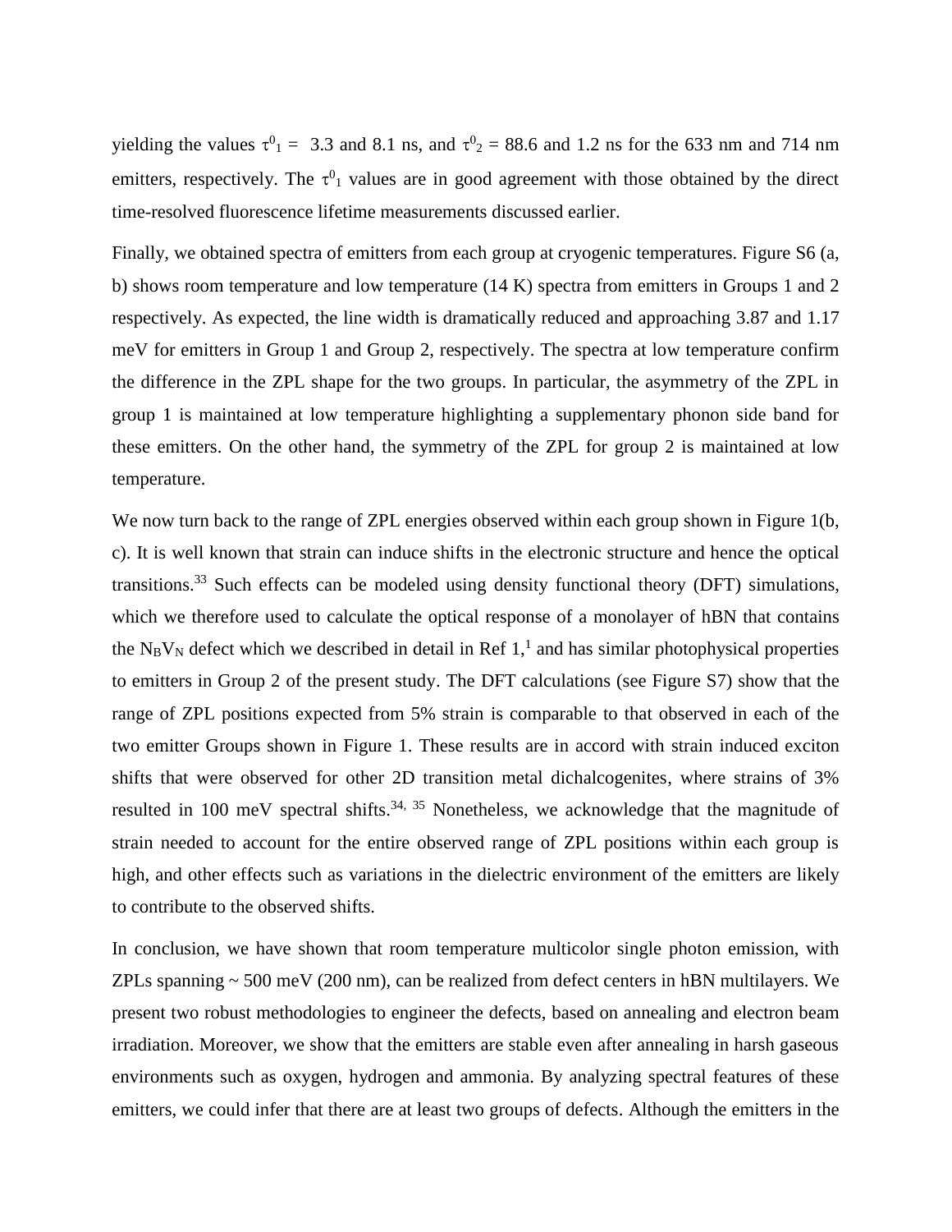yielding the values $\tau^0_1$ = 3.3 and 8.1 ns, and $\tau^0_2$ = 88.6 and 1.2 ns for the 633 nm and 714 nm emitters, respectively. The $\tau^0_1$ values are in good agreement with those obtained by the direct time-resolved fluorescence lifetime measurements discussed earlier.

Finally, we obtained spectra of emitters from each group at cryogenic temperatures. Figure S6 (a, b) shows room temperature and low temperature (14 K) spectra from emitters in Groups 1 and 2 respectively. As expected, the line width is dramatically reduced and approaching 3.87 and 1.17 meV for emitters in Group 1 and Group 2, respectively. The spectra at low temperature confirm the difference in the ZPL shape for the two groups. In particular, the asymmetry of the ZPL in group 1 is maintained at low temperature highlighting a supplementary phonon side band for these emitters. On the other hand, the symmetry of the ZPL for group 2 is maintained at low temperature.

We now turn back to the range of ZPL energies observed within each group shown in Figure 1(b, c). It is well known that strain can induce shifts in the electronic structure and hence the optical transitions.[33] Such effects can be modeled using density functional theory (DFT) simulations, which we therefore used to calculate the optical response of a monolayer of hBN that contains the $N_BV_N$ defect which we described in detail in Ref 1,[1] and has similar photophysical properties to emitters in Group 2 of the present study. The DFT calculations (see Figure S7) show that the range of ZPL positions expected from 5% strain is comparable to that observed in each of the two emitter Groups shown in Figure 1. These results are in accord with strain induced exciton shifts that were observed for other 2D transition metal dichalcogenites, where strains of 3% resulted in 100 meV spectral shifts.[34, 35] Nonetheless, we acknowledge that the magnitude of strain needed to account for the entire observed range of ZPL positions within each group is high, and other effects such as variations in the dielectric environment of the emitters are likely to contribute to the observed shifts.

In conclusion, we have shown that room temperature multicolor single photon emission, with ZPLs spanning ~ 500 meV (200 nm), can be realized from defect centers in hBN multilayers. We present two robust methodologies to engineer the defects, based on annealing and electron beam irradiation. Moreover, we show that the emitters are stable even after annealing in harsh gaseous environments such as oxygen, hydrogen and ammonia. By analyzing spectral features of these emitters, we could infer that there are at least two groups of defects. Although the emitters in the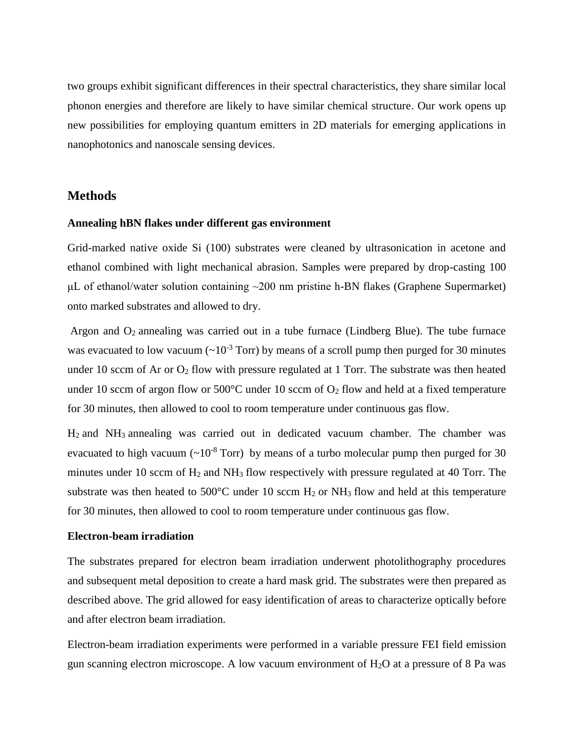two groups exhibit significant differences in their spectral characteristics, they share similar local phonon energies and therefore are likely to have similar chemical structure. Our work opens up new possibilities for employing quantum emitters in 2D materials for emerging applications in nanophotonics and nanoscale sensing devices.

## Methods

### Annealing hBN flakes under different gas environment

Grid-marked native oxide Si (100) substrates were cleaned by ultrasonication in acetone and ethanol combined with light mechanical abrasion. Samples were prepared by drop-casting 100 μL of ethanol/water solution containing ~200 nm pristine h-BN flakes (Graphene Supermarket) onto marked substrates and allowed to dry.

Argon and $O_2$ annealing was carried out in a tube furnace (Lindberg Blue). The tube furnace was evacuated to low vacuum (~$10^{-3}$ Torr) by means of a scroll pump then purged for 30 minutes under 10 sccm of Ar or $O_2$ flow with pressure regulated at 1 Torr. The substrate was then heated under 10 sccm of argon flow or 500°C under 10 sccm of $O_2$ flow and held at a fixed temperature for 30 minutes, then allowed to cool to room temperature under continuous gas flow.

$H_2$ and $NH_3$ annealing was carried out in dedicated vacuum chamber. The chamber was evacuated to high vacuum (~$10^{-8}$ Torr) by means of a turbo molecular pump then purged for 30 minutes under 10 sccm of $H_2$ and $NH_3$ flow respectively with pressure regulated at 40 Torr. The substrate was then heated to 500°C under 10 sccm $H_2$ or $NH_3$ flow and held at this temperature for 30 minutes, then allowed to cool to room temperature under continuous gas flow.

### Electron-beam irradiation

The substrates prepared for electron beam irradiation underwent photolithography procedures and subsequent metal deposition to create a hard mask grid. The substrates were then prepared as described above. The grid allowed for easy identification of areas to characterize optically before and after electron beam irradiation.

Electron-beam irradiation experiments were performed in a variable pressure FEI field emission gun scanning electron microscope. A low vacuum environment of $H_2O$ at a pressure of 8 Pa was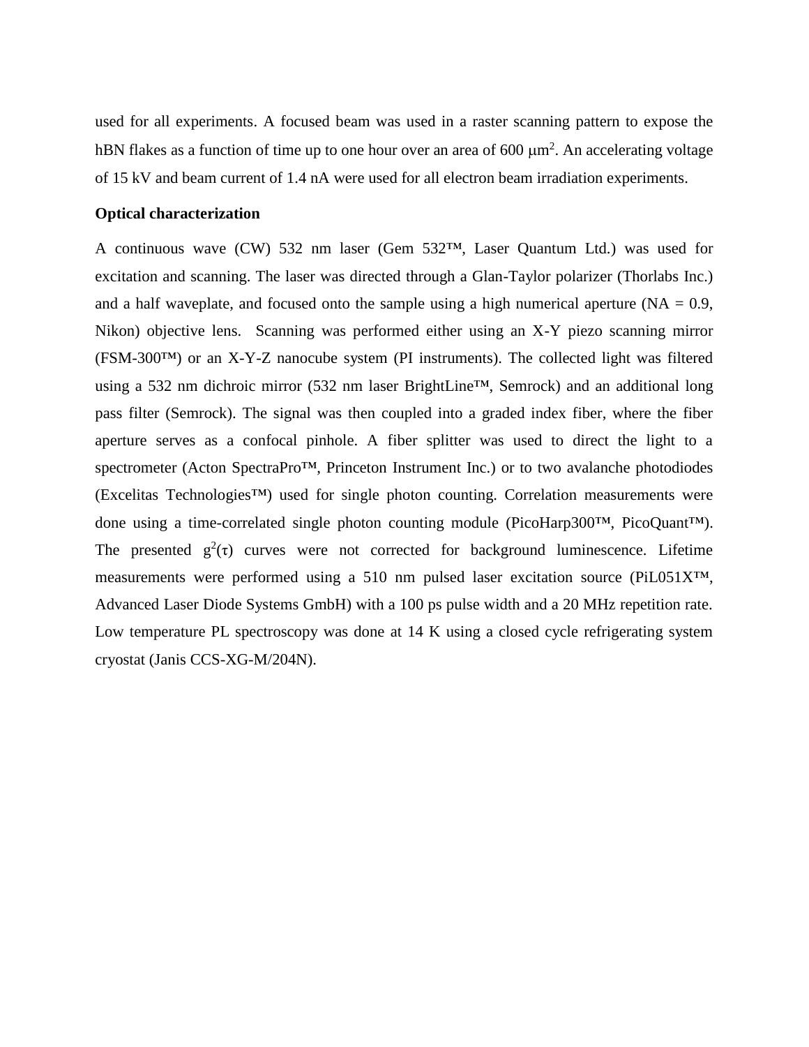used for all experiments. A focused beam was used in a raster scanning pattern to expose the hBN flakes as a function of time up to one hour over an area of 600 $\mu m^2$. An accelerating voltage of 15 kV and beam current of 1.4 nA were used for all electron beam irradiation experiments.

**Optical characterization**

A continuous wave (CW) 532 nm laser (Gem 532™, Laser Quantum Ltd.) was used for excitation and scanning. The laser was directed through a Glan-Taylor polarizer (Thorlabs Inc.) and a half waveplate, and focused onto the sample using a high numerical aperture (NA = 0.9, Nikon) objective lens. Scanning was performed either using an X-Y piezo scanning mirror (FSM-300™) or an X-Y-Z nanocube system (PI instruments). The collected light was filtered using a 532 nm dichroic mirror (532 nm laser BrightLine™, Semrock) and an additional long pass filter (Semrock). The signal was then coupled into a graded index fiber, where the fiber aperture serves as a confocal pinhole. A fiber splitter was used to direct the light to a spectrometer (Acton SpectraPro™, Princeton Instrument Inc.) or to two avalanche photodiodes (Excelitas Technologies™) used for single photon counting. Correlation measurements were done using a time-correlated single photon counting module (PicoHarp300™, PicoQuant™). The presented $g^2(\tau)$ curves were not corrected for background luminescence. Lifetime measurements were performed using a 510 nm pulsed laser excitation source (PiL051X™, Advanced Laser Diode Systems GmbH) with a 100 ps pulse width and a 20 MHz repetition rate. Low temperature PL spectroscopy was done at 14 K using a closed cycle refrigerating system cryostat (Janis CCS-XG-M/204N).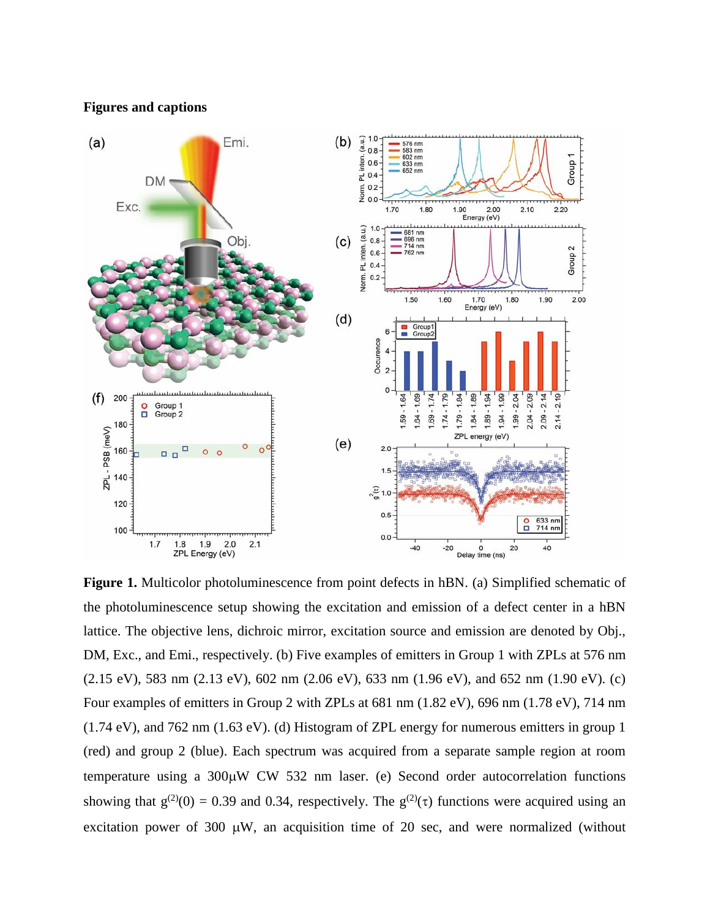**Figures and captions**

**Figure 1.** Multicolor photoluminescence from point defects in hBN. (a) Simplified schematic of the photoluminescence setup showing the excitation and emission of a defect center in a hBN lattice. The objective lens, dichroic mirror, excitation source and emission are denoted by Obj., DM, Exc., and Emi., respectively. (b) Five examples of emitters in Group 1 with ZPLs at 576 nm (2.15 eV), 583 nm (2.13 eV), 602 nm (2.06 eV), 633 nm (1.96 eV), and 652 nm (1.90 eV). (c) Four examples of emitters in Group 2 with ZPLs at 681 nm (1.82 eV), 696 nm (1.78 eV), 714 nm (1.74 eV), and 762 nm (1.63 eV). (d) Histogram of ZPL energy for numerous emitters in group 1 (red) and group 2 (blue). Each spectrum was acquired from a separate sample region at room temperature using a 300μW CW 532 nm laser. (e) Second order autocorrelation functions showing that $g^{(2)}(0)$ = 0.39 and 0.34, respectively. The $g^{(2)}(\tau)$ functions were acquired using an excitation power of 300 μW, an acquisition time of 20 sec, and were normalized (without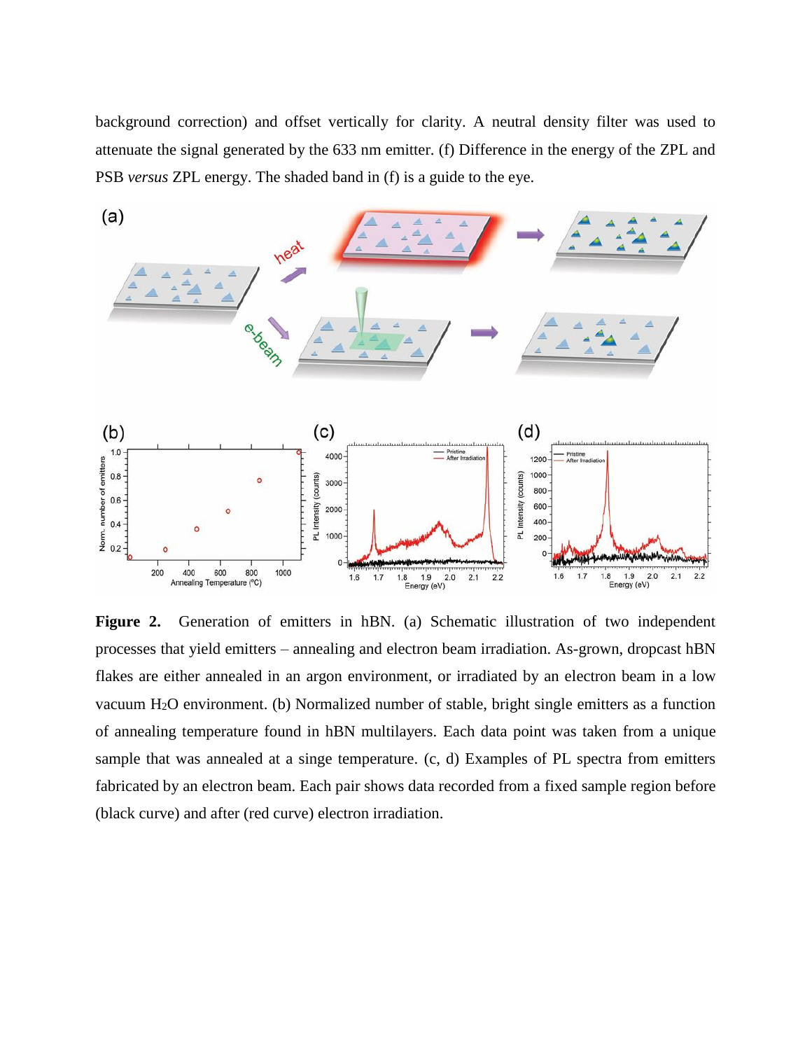background correction) and offset vertically for clarity. A neutral density filter was used to attenuate the signal generated by the 633 nm emitter. (f) Difference in the energy of the ZPL and PSB *versus* ZPL energy. The shaded band in (f) is a guide to the eye.

**Figure 2.** Generation of emitters in hBN. (a) Schematic illustration of two independent processes that yield emitters – annealing and electron beam irradiation. As-grown, dropcast hBN flakes are either annealed in an argon environment, or irradiated by an electron beam in a low vacuum $H_2O$ environment. (b) Normalized number of stable, bright single emitters as a function of annealing temperature found in hBN multilayers. Each data point was taken from a unique sample that was annealed at a singe temperature. (c, d) Examples of PL spectra from emitters fabricated by an electron beam. Each pair shows data recorded from a fixed sample region before (black curve) and after (red curve) electron irradiation.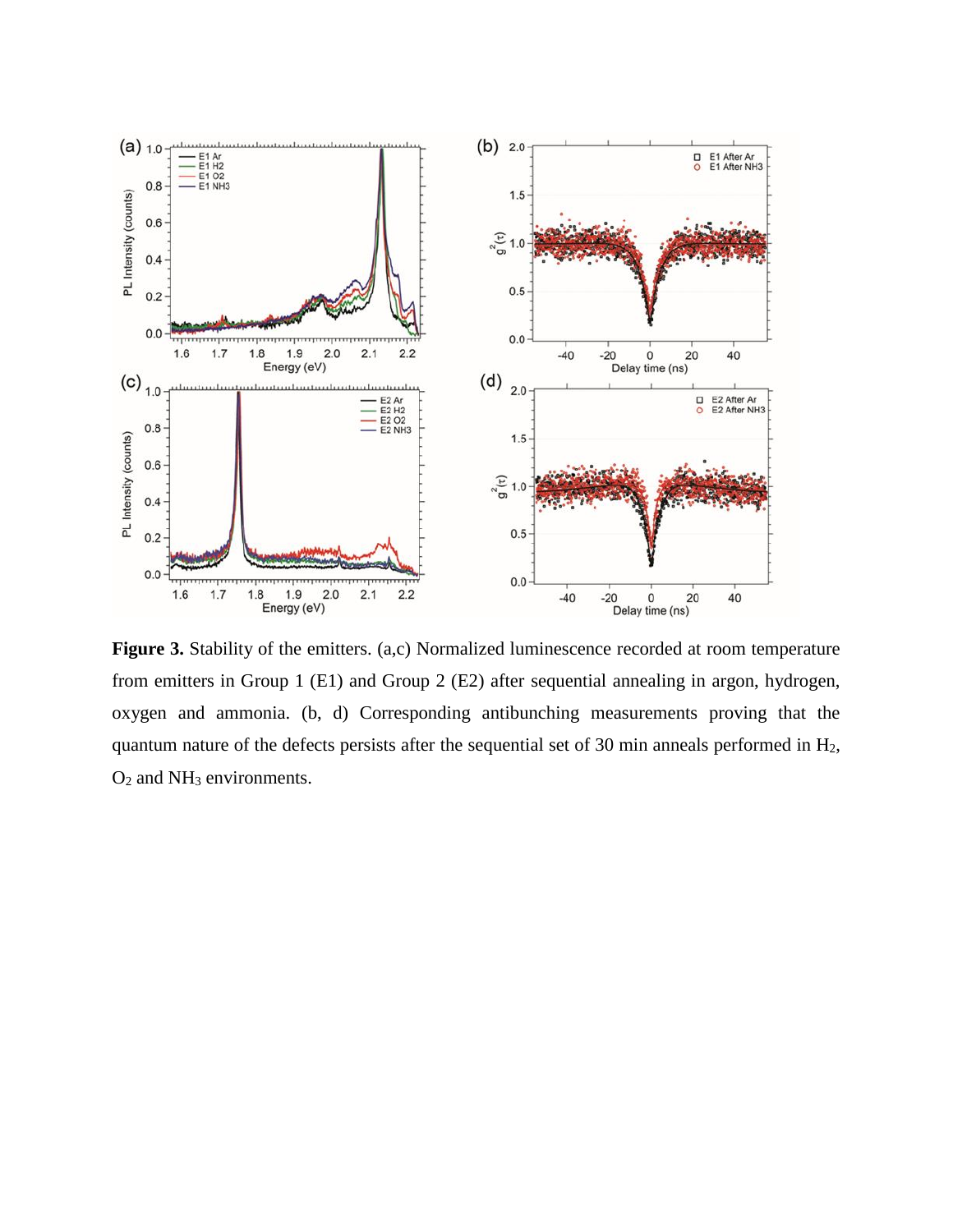**Figure 3.** Stability of the emitters. (a,c) Normalized luminescence recorded at room temperature from emitters in Group 1 (E1) and Group 2 (E2) after sequential annealing in argon, hydrogen, oxygen and ammonia. (b, d) Corresponding antibunching measurements proving that the quantum nature of the defects persists after the sequential set of 30 min anneals performed in $H_2$, $O_2$ and $NH_3$ environments.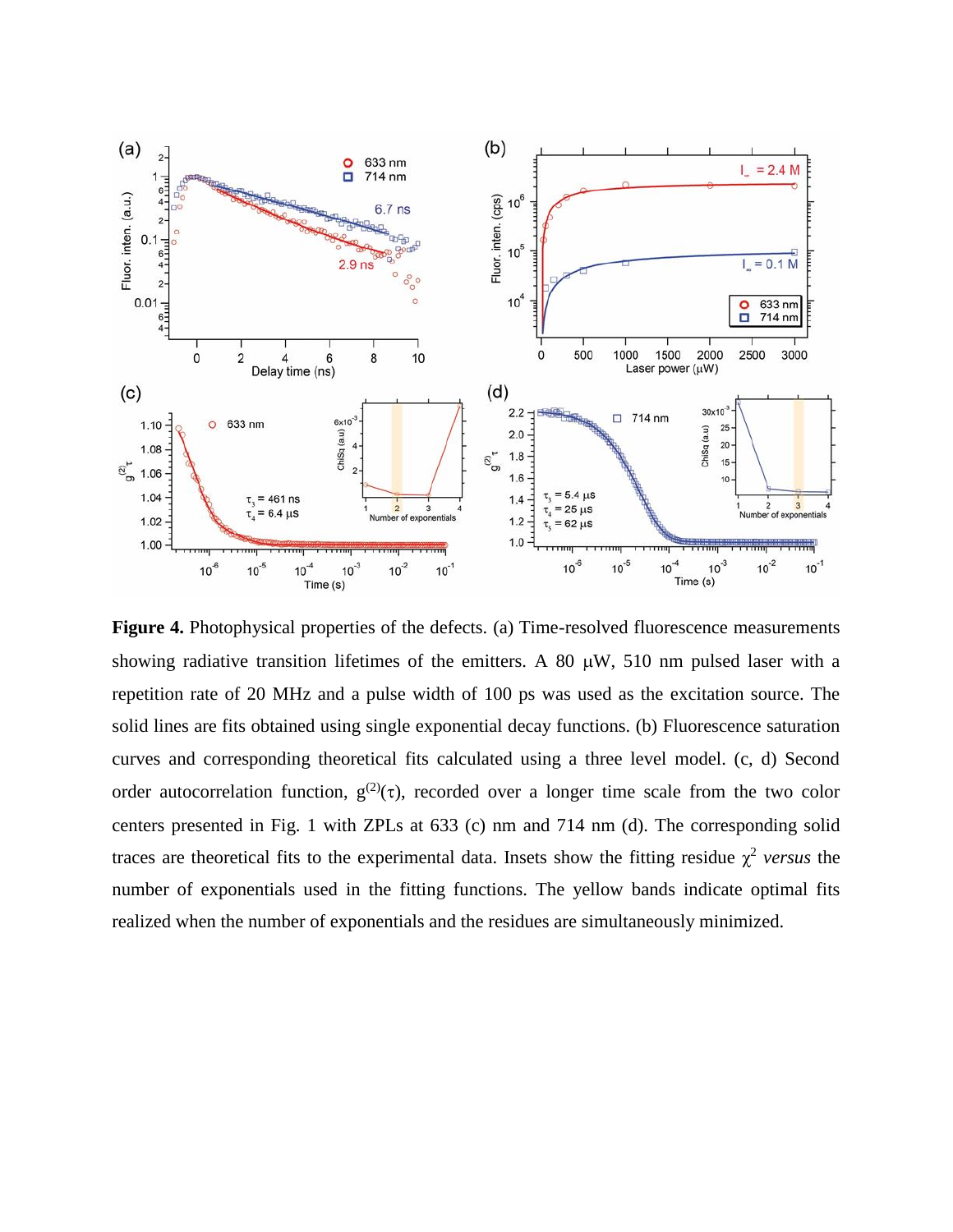**Figure 4.** Photophysical properties of the defects. (a) Time-resolved fluorescence measurements showing radiative transition lifetimes of the emitters. A 80 μW, 510 nm pulsed laser with a repetition rate of 20 MHz and a pulse width of 100 ps was used as the excitation source. The solid lines are fits obtained using single exponential decay functions. (b) Fluorescence saturation curves and corresponding theoretical fits calculated using a three level model. (c, d) Second order autocorrelation function, $g^{(2)}(\tau)$, recorded over a longer time scale from the two color centers presented in Fig. 1 with ZPLs at 633 (c) nm and 714 nm (d). The corresponding solid traces are theoretical fits to the experimental data. Insets show the fitting residue $\chi^2$ *versus* the number of exponentials used in the fitting functions. The yellow bands indicate optimal fits realized when the number of exponentials and the residues are simultaneously minimized.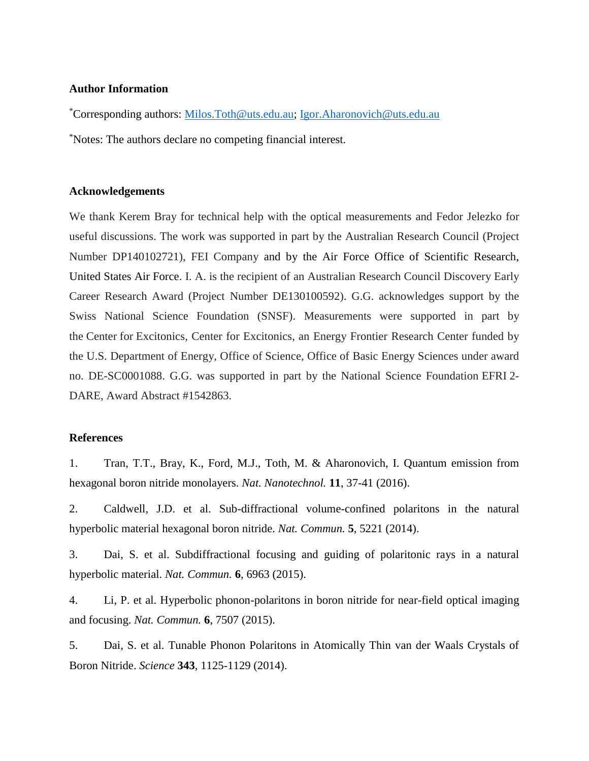### Author Information

*Corresponding authors: Milos.Toth@uts.edu.au; Igor.Aharonovich@uts.edu.au

*Notes: The authors declare no competing financial interest.

### Acknowledgements

We thank Kerem Bray for technical help with the optical measurements and Fedor Jelezko for useful discussions. The work was supported in part by the Australian Research Council (Project Number DP140102721), FEI Company and by the Air Force Office of Scientific Research, United States Air Force. I. A. is the recipient of an Australian Research Council Discovery Early Career Research Award (Project Number DE130100592). G.G. acknowledges support by the Swiss National Science Foundation (SNSF). Measurements were supported in part by the Center for Excitonics, Center for Excitonics, an Energy Frontier Research Center funded by the U.S. Department of Energy, Office of Science, Office of Basic Energy Sciences under award no. DE-SC0001088. G.G. was supported in part by the National Science Foundation EFRI 2-DARE, Award Abstract #1542863.

### References

1. Tran, T.T., Bray, K., Ford, M.J., Toth, M. & Aharonovich, I. Quantum emission from hexagonal boron nitride monolayers. *Nat. Nanotechnol.* **11**, 37-41 (2016).

2. Caldwell, J.D. et al. Sub-diffractional volume-confined polaritons in the natural hyperbolic material hexagonal boron nitride. *Nat. Commun.* **5**, 5221 (2014).

3. Dai, S. et al. Subdiffractional focusing and guiding of polaritonic rays in a natural hyperbolic material. *Nat. Commun.* **6**, 6963 (2015).

4. Li, P. et al. Hyperbolic phonon-polaritons in boron nitride for near-field optical imaging and focusing. *Nat. Commun.* **6**, 7507 (2015).

5. Dai, S. et al. Tunable Phonon Polaritons in Atomically Thin van der Waals Crystals of Boron Nitride. *Science* **343**, 1125-1129 (2014).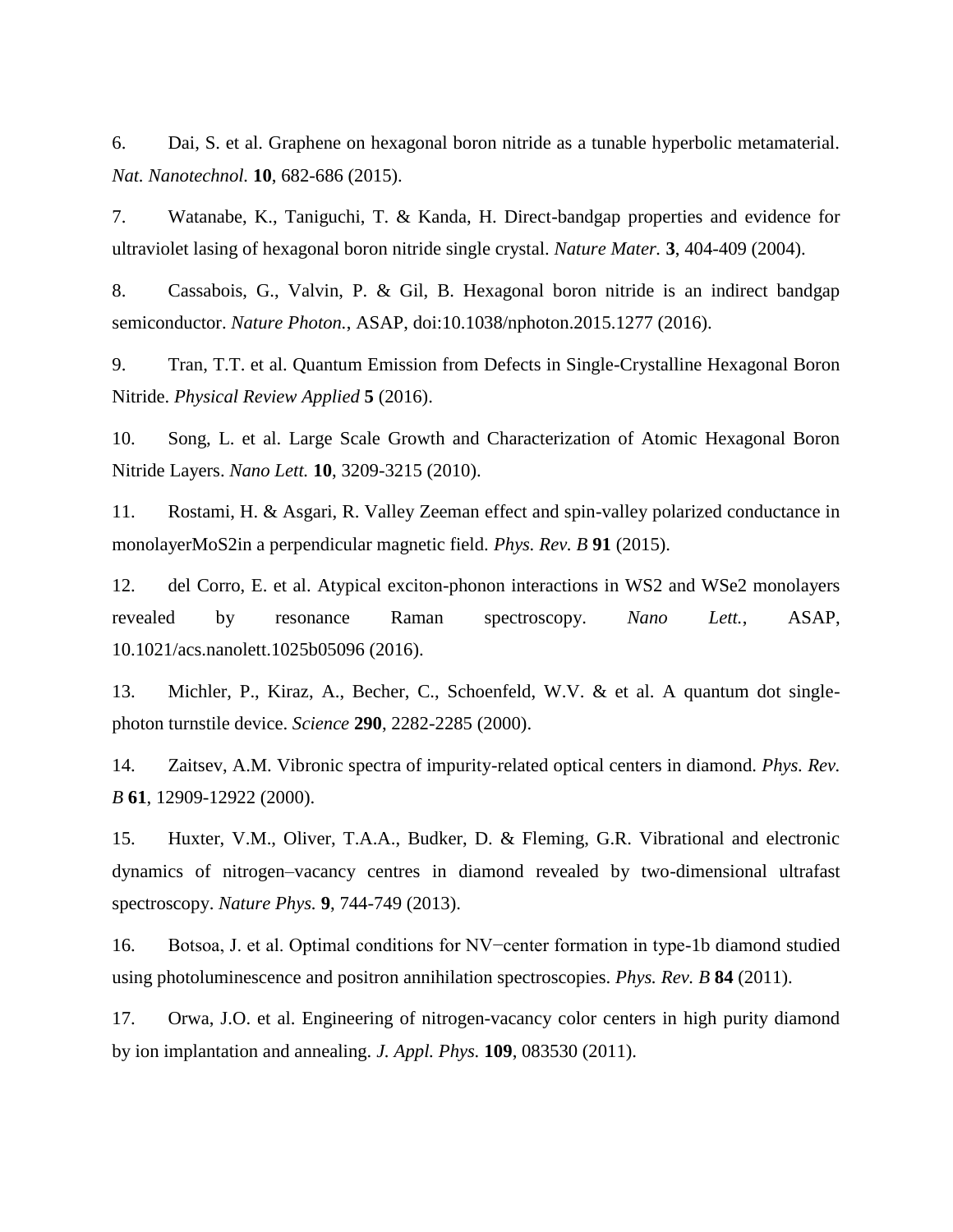6. Dai, S. et al. Graphene on hexagonal boron nitride as a tunable hyperbolic metamaterial. *Nat. Nanotechnol.* **10**, 682-686 (2015).

7. Watanabe, K., Taniguchi, T. & Kanda, H. Direct-bandgap properties and evidence for ultraviolet lasing of hexagonal boron nitride single crystal. *Nature Mater.* **3**, 404-409 (2004).

8. Cassabois, G., Valvin, P. & Gil, B. Hexagonal boron nitride is an indirect bandgap semiconductor. *Nature Photon.*, ASAP, doi:10.1038/nphoton.2015.1277 (2016).

9. Tran, T.T. et al. Quantum Emission from Defects in Single-Crystalline Hexagonal Boron Nitride. *Physical Review Applied* **5** (2016).

10. Song, L. et al. Large Scale Growth and Characterization of Atomic Hexagonal Boron Nitride Layers. *Nano Lett.* **10**, 3209-3215 (2010).

11. Rostami, H. & Asgari, R. Valley Zeeman effect and spin-valley polarized conductance in monolayerMoS2in a perpendicular magnetic field. *Phys. Rev. B* **91** (2015).

12. del Corro, E. et al. Atypical exciton-phonon interactions in WS2 and WSe2 monolayers revealed by resonance Raman spectroscopy. *Nano Lett.*, ASAP, 10.1021/acs.nanolett.1025b05096 (2016).

13. Michler, P., Kiraz, A., Becher, C., Schoenfeld, W.V. & et al. A quantum dot single-photon turnstile device. *Science* **290**, 2282-2285 (2000).

14. Zaitsev, A.M. Vibronic spectra of impurity-related optical centers in diamond. *Phys. Rev. B* **61**, 12909-12922 (2000).

15. Huxter, V.M., Oliver, T.A.A., Budker, D. & Fleming, G.R. Vibrational and electronic dynamics of nitrogen–vacancy centres in diamond revealed by two-dimensional ultrafast spectroscopy. *Nature Phys.* **9**, 744-749 (2013).

16. Botsoa, J. et al. Optimal conditions for NV−center formation in type-1b diamond studied using photoluminescence and positron annihilation spectroscopies. *Phys. Rev. B* **84** (2011).

17. Orwa, J.O. et al. Engineering of nitrogen-vacancy color centers in high purity diamond by ion implantation and annealing. *J. Appl. Phys.* **109**, 083530 (2011).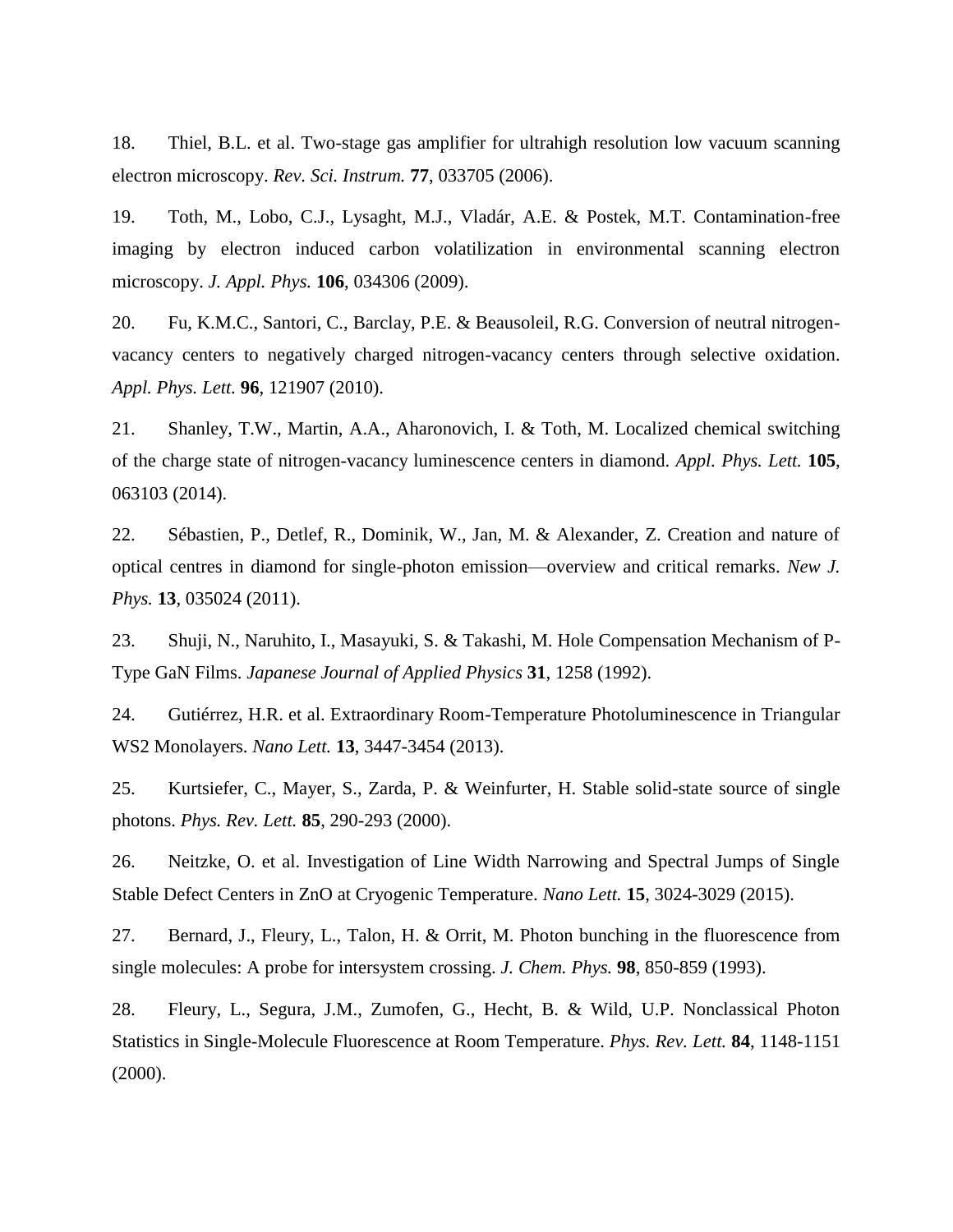18. Thiel, B.L. et al. Two-stage gas amplifier for ultrahigh resolution low vacuum scanning electron microscopy. *Rev. Sci. Instrum.* **77**, 033705 (2006).

19. Toth, M., Lobo, C.J., Lysaght, M.J., Vladár, A.E. & Postek, M.T. Contamination-free imaging by electron induced carbon volatilization in environmental scanning electron microscopy. *J. Appl. Phys.* **106**, 034306 (2009).

20. Fu, K.M.C., Santori, C., Barclay, P.E. & Beausoleil, R.G. Conversion of neutral nitrogen-vacancy centers to negatively charged nitrogen-vacancy centers through selective oxidation. *Appl. Phys. Lett.* **96**, 121907 (2010).

21. Shanley, T.W., Martin, A.A., Aharonovich, I. & Toth, M. Localized chemical switching of the charge state of nitrogen-vacancy luminescence centers in diamond. *Appl. Phys. Lett.* **105**, 063103 (2014).

22. Sébastien, P., Detlef, R., Dominik, W., Jan, M. & Alexander, Z. Creation and nature of optical centres in diamond for single-photon emission—overview and critical remarks. *New J. Phys.* **13**, 035024 (2011).

23. Shuji, N., Naruhito, I., Masayuki, S. & Takashi, M. Hole Compensation Mechanism of P-Type GaN Films. *Japanese Journal of Applied Physics* **31**, 1258 (1992).

24. Gutiérrez, H.R. et al. Extraordinary Room-Temperature Photoluminescence in Triangular WS2 Monolayers. *Nano Lett.* **13**, 3447-3454 (2013).

25. Kurtsiefer, C., Mayer, S., Zarda, P. & Weinfurter, H. Stable solid-state source of single photons. *Phys. Rev. Lett.* **85**, 290-293 (2000).

26. Neitzke, O. et al. Investigation of Line Width Narrowing and Spectral Jumps of Single Stable Defect Centers in ZnO at Cryogenic Temperature. *Nano Lett.* **15**, 3024-3029 (2015).

27. Bernard, J., Fleury, L., Talon, H. & Orrit, M. Photon bunching in the fluorescence from single molecules: A probe for intersystem crossing. *J. Chem. Phys.* **98**, 850-859 (1993).

28. Fleury, L., Segura, J.M., Zumofen, G., Hecht, B. & Wild, U.P. Nonclassical Photon Statistics in Single-Molecule Fluorescence at Room Temperature. *Phys. Rev. Lett.* **84**, 1148-1151 (2000).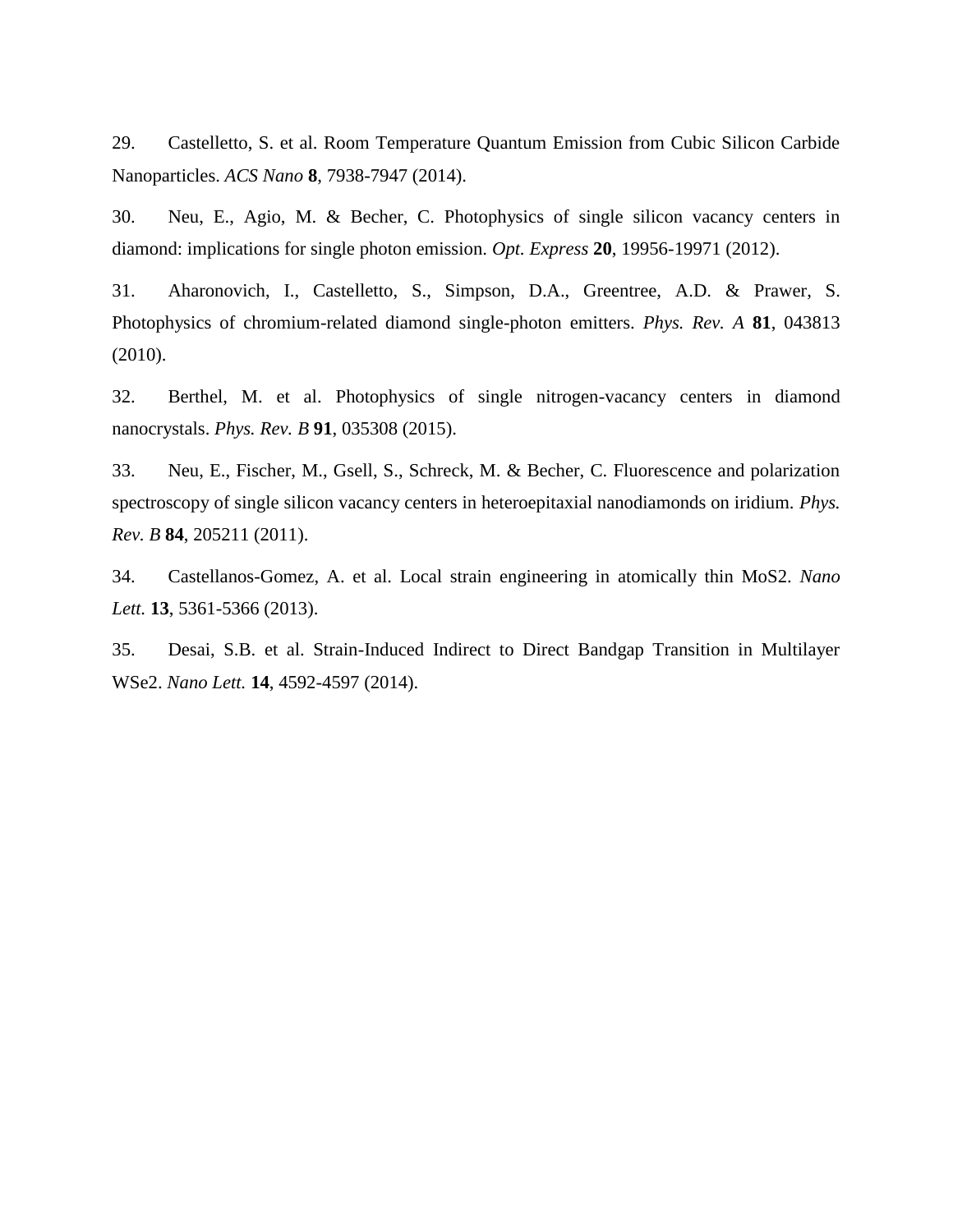29. Castelletto, S. et al. Room Temperature Quantum Emission from Cubic Silicon Carbide Nanoparticles. *ACS Nano* **8**, 7938-7947 (2014).

30. Neu, E., Agio, M. & Becher, C. Photophysics of single silicon vacancy centers in diamond: implications for single photon emission. *Opt. Express* **20**, 19956-19971 (2012).

31. Aharonovich, I., Castelletto, S., Simpson, D.A., Greentree, A.D. & Prawer, S. Photophysics of chromium-related diamond single-photon emitters. *Phys. Rev. A* **81**, 043813 (2010).

32. Berthel, M. et al. Photophysics of single nitrogen-vacancy centers in diamond nanocrystals. *Phys. Rev. B* **91**, 035308 (2015).

33. Neu, E., Fischer, M., Gsell, S., Schreck, M. & Becher, C. Fluorescence and polarization spectroscopy of single silicon vacancy centers in heteroepitaxial nanodiamonds on iridium. *Phys. Rev. B* **84**, 205211 (2011).

34. Castellanos-Gomez, A. et al. Local strain engineering in atomically thin MoS2. *Nano Lett.* **13**, 5361-5366 (2013).

35. Desai, S.B. et al. Strain-Induced Indirect to Direct Bandgap Transition in Multilayer WSe2. *Nano Lett.* **14**, 4592-4597 (2014).